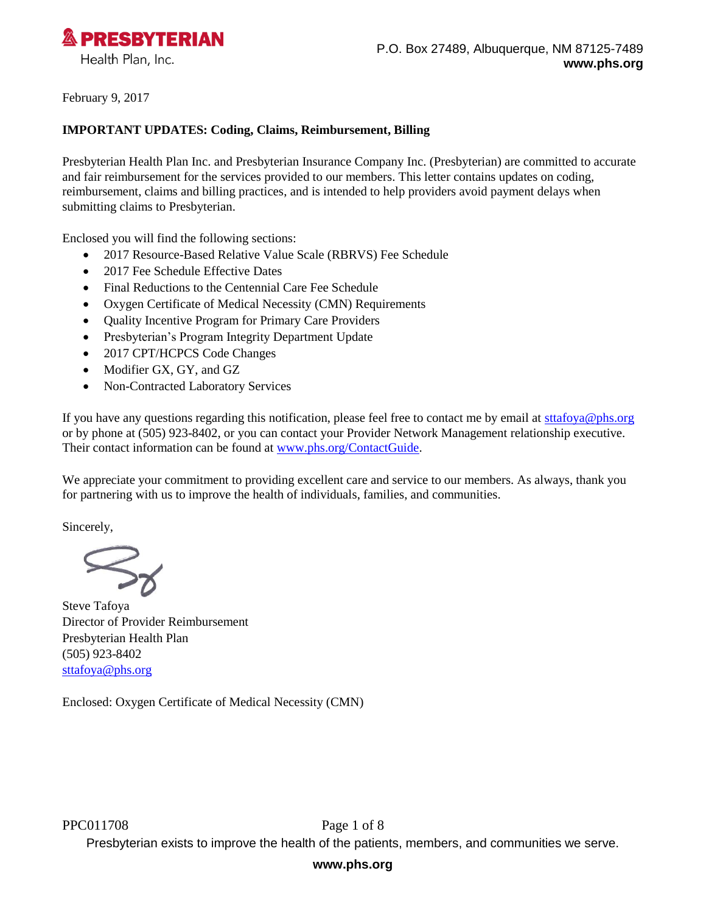**PRESBYTERIAN**
Health Plan, Inc.

P.O. Box 27489, Albuquerque, NM 87125-7489
**www.phs.org**

February 9, 2017

**IMPORTANT UPDATES: Coding, Claims, Reimbursement, Billing**

Presbyterian Health Plan Inc. and Presbyterian Insurance Company Inc. (Presbyterian) are committed to accurate and fair reimbursement for the services provided to our members. This letter contains updates on coding, reimbursement, claims and billing practices, and is intended to help providers avoid payment delays when submitting claims to Presbyterian.

Enclosed you will find the following sections:

- 2017 Resource-Based Relative Value Scale (RBRVS) Fee Schedule
- 2017 Fee Schedule Effective Dates
- Final Reductions to the Centennial Care Fee Schedule
- Oxygen Certificate of Medical Necessity (CMN) Requirements
- Quality Incentive Program for Primary Care Providers
- Presbyterian's Program Integrity Department Update
- 2017 CPT/HCPCS Code Changes
- Modifier GX, GY, and GZ
- Non-Contracted Laboratory Services

If you have any questions regarding this notification, please feel free to contact me by email at sttafoya@phs.org or by phone at (505) 923-8402, or you can contact your Provider Network Management relationship executive. Their contact information can be found at www.phs.org/ContactGuide.

We appreciate your commitment to providing excellent care and service to our members. As always, thank you for partnering with us to improve the health of individuals, families, and communities.

Sincerely,

Steve Tafoya
Director of Provider Reimbursement
Presbyterian Health Plan
(505) 923-8402
sttafoya@phs.org

Enclosed: Oxygen Certificate of Medical Necessity (CMN)

PPC011708

Presbyterian exists to improve the health of the patients, members, and communities we serve.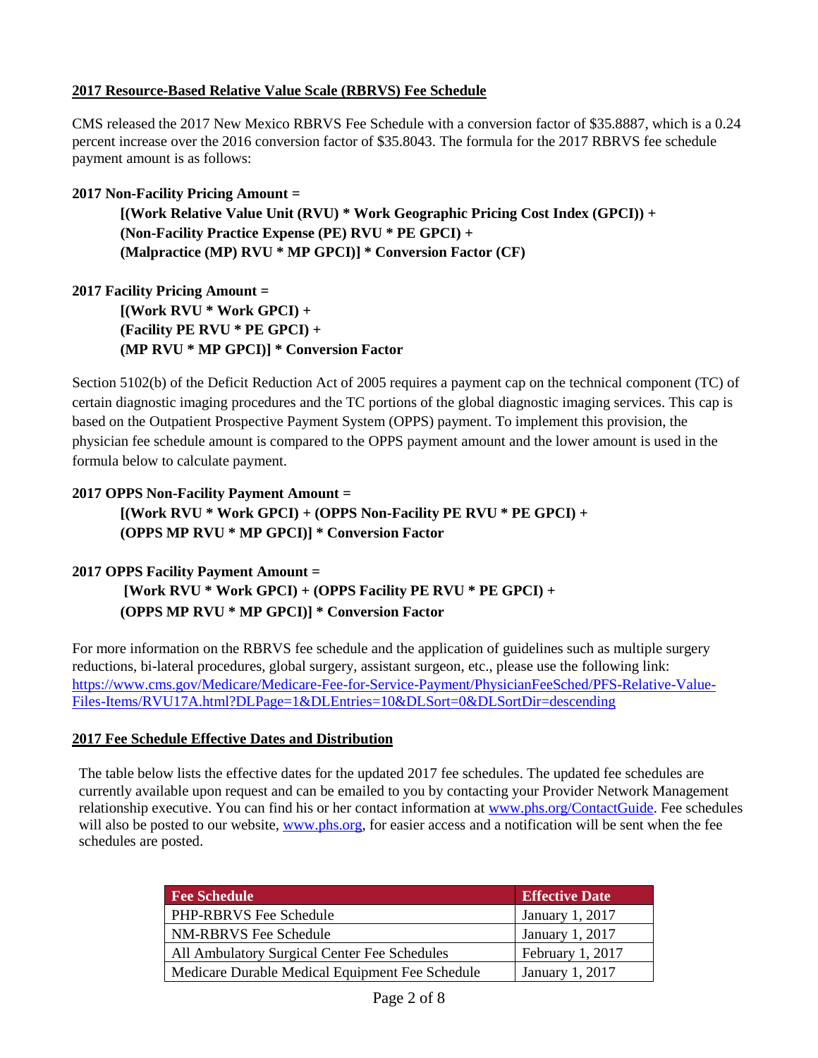## 2017 Resource-Based Relative Value Scale (RBRVS) Fee Schedule

CMS released the 2017 New Mexico RBRVS Fee Schedule with a conversion factor of $35.8887, which is a 0.24 percent increase over the 2016 conversion factor of $35.8043. The formula for the 2017 RBRVS fee schedule payment amount is as follows:

**2017 Non-Facility Pricing Amount =**

> **[(Work Relative Value Unit (RVU) * Work Geographic Pricing Cost Index (GPCI)) +**
> **(Non-Facility Practice Expense (PE) RVU * PE GPCI) +**
> **(Malpractice (MP) RVU * MP GPCI)] * Conversion Factor (CF)**

**2017 Facility Pricing Amount =**

> **[(Work RVU * Work GPCI) +**
> **(Facility PE RVU * PE GPCI) +**
> **(MP RVU * MP GPCI)] * Conversion Factor**

Section 5102(b) of the Deficit Reduction Act of 2005 requires a payment cap on the technical component (TC) of certain diagnostic imaging procedures and the TC portions of the global diagnostic imaging services. This cap is based on the Outpatient Prospective Payment System (OPPS) payment. To implement this provision, the physician fee schedule amount is compared to the OPPS payment amount and the lower amount is used in the formula below to calculate payment.

**2017 OPPS Non-Facility Payment Amount =**

> **[(Work RVU * Work GPCI) + (OPPS Non-Facility PE RVU * PE GPCI) +**
> **(OPPS MP RVU * MP GPCI)] * Conversion Factor**

**2017 OPPS Facility Payment Amount =**

> **[Work RVU * Work GPCI) + (OPPS Facility PE RVU * PE GPCI) +**
> **(OPPS MP RVU * MP GPCI)] * Conversion Factor**

For more information on the RBRVS fee schedule and the application of guidelines such as multiple surgery reductions, bi-lateral procedures, global surgery, assistant surgeon, etc., please use the following link: https://www.cms.gov/Medicare/Medicare-Fee-for-Service-Payment/PhysicianFeeSched/PFS-Relative-Value-Files-Items/RVU17A.html?DLPage=1&DLEntries=10&DLSort=0&DLSortDir=descending

## 2017 Fee Schedule Effective Dates and Distribution

The table below lists the effective dates for the updated 2017 fee schedules. The updated fee schedules are currently available upon request and can be emailed to you by contacting your Provider Network Management relationship executive. You can find his or her contact information at www.phs.org/ContactGuide. Fee schedules will also be posted to our website, www.phs.org, for easier access and a notification will be sent when the fee schedules are posted.

| Fee Schedule | Effective Date |
|---|---|
| PHP-RBRVS Fee Schedule | January 1, 2017 |
| NM-RBRVS Fee Schedule | January 1, 2017 |
| All Ambulatory Surgical Center Fee Schedules | February 1, 2017 |
| Medicare Durable Medical Equipment Fee Schedule | January 1, 2017 |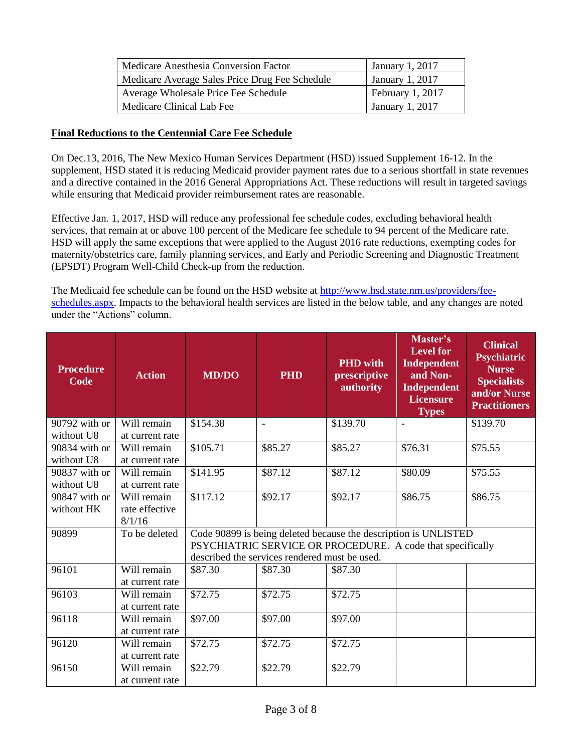| Medicare Anesthesia Conversion Factor | January 1, 2017 |
|---|---|
| Medicare Average Sales Price Drug Fee Schedule | January 1, 2017 |
| Average Wholesale Price Fee Schedule | February 1, 2017 |
| Medicare Clinical Lab Fee | January 1, 2017 |

**Final Reductions to the Centennial Care Fee Schedule**

On Dec.13, 2016, The New Mexico Human Services Department (HSD) issued Supplement 16-12. In the supplement, HSD stated it is reducing Medicaid provider payment rates due to a serious shortfall in state revenues and a directive contained in the 2016 General Appropriations Act. These reductions will result in targeted savings while ensuring that Medicaid provider reimbursement rates are reasonable.

Effective Jan. 1, 2017, HSD will reduce any professional fee schedule codes, excluding behavioral health services, that remain at or above 100 percent of the Medicare fee schedule to 94 percent of the Medicare rate. HSD will apply the same exceptions that were applied to the August 2016 rate reductions, exempting codes for maternity/obstetrics care, family planning services, and Early and Periodic Screening and Diagnostic Treatment (EPSDT) Program Well-Child Check-up from the reduction.

The Medicaid fee schedule can be found on the HSD website at [http://www.hsd.state.nm.us/providers/fee-schedules.aspx](http://www.hsd.state.nm.us/providers/fee-schedules.aspx). Impacts to the behavioral health services are listed in the below table, and any changes are noted under the "Actions" column.

| Procedure Code | Action | MD/DO | PHD | PHD with prescriptive authority | Master's Level for Independent and Non-Independent Licensure Types | Clinical Psychiatric Nurse Specialists and/or Nurse Practitioners |
|---|---|---|---|---|---|---|
| 90792 with or without U8 | Will remain at current rate | $154.38 | - | $139.70 | - | $139.70 |
| 90834 with or without U8 | Will remain at current rate | $105.71 | $85.27 | $85.27 | $76.31 | $75.55 |
| 90837 with or without U8 | Will remain at current rate | $141.95 | $87.12 | $87.12 | $80.09 | $75.55 |
| 90847 with or without HK | Will remain rate effective 8/1/16 | $117.12 | $92.17 | $92.17 | $86.75 | $86.75 |
| 90899 | To be deleted | Code 90899 is being deleted because the description is UNLISTED PSYCHIATRIC SERVICE OR PROCEDURE. A code that specifically described the services rendered must be used. | | | | |
| 96101 | Will remain at current rate | $87.30 | $87.30 | $87.30 | | |
| 96103 | Will remain at current rate | $72.75 | $72.75 | $72.75 | | |
| 96118 | Will remain at current rate | $97.00 | $97.00 | $97.00 | | |
| 96120 | Will remain at current rate | $72.75 | $72.75 | $72.75 | | |
| 96150 | Will remain at current rate | $22.79 | $22.79 | $22.79 | | |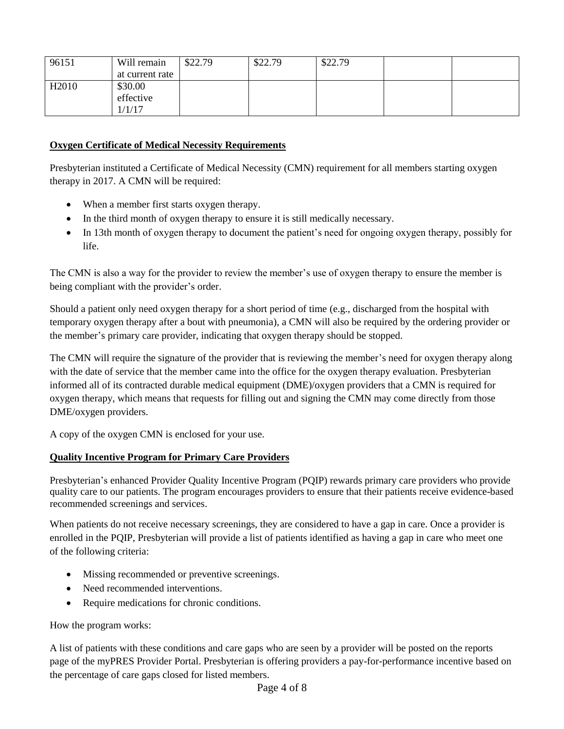| | | | | | | |
|---|---|---|---|---|---|---|
| 96151 | Will remain at current rate | $22.79 | $22.79 | $22.79 | | |
| H2010 | $30.00 effective 1/1/17 | | | | | |

**Oxygen Certificate of Medical Necessity Requirements**

Presbyterian instituted a Certificate of Medical Necessity (CMN) requirement for all members starting oxygen therapy in 2017. A CMN will be required:

- When a member first starts oxygen therapy.
- In the third month of oxygen therapy to ensure it is still medically necessary.
- In 13th month of oxygen therapy to document the patient's need for ongoing oxygen therapy, possibly for life.

The CMN is also a way for the provider to review the member's use of oxygen therapy to ensure the member is being compliant with the provider's order.

Should a patient only need oxygen therapy for a short period of time (e.g., discharged from the hospital with temporary oxygen therapy after a bout with pneumonia), a CMN will also be required by the ordering provider or the member's primary care provider, indicating that oxygen therapy should be stopped.

The CMN will require the signature of the provider that is reviewing the member's need for oxygen therapy along with the date of service that the member came into the office for the oxygen therapy evaluation. Presbyterian informed all of its contracted durable medical equipment (DME)/oxygen providers that a CMN is required for oxygen therapy, which means that requests for filling out and signing the CMN may come directly from those DME/oxygen providers.

A copy of the oxygen CMN is enclosed for your use.

**Quality Incentive Program for Primary Care Providers**

Presbyterian's enhanced Provider Quality Incentive Program (PQIP) rewards primary care providers who provide quality care to our patients. The program encourages providers to ensure that their patients receive evidence-based recommended screenings and services.

When patients do not receive necessary screenings, they are considered to have a gap in care. Once a provider is enrolled in the PQIP, Presbyterian will provide a list of patients identified as having a gap in care who meet one of the following criteria:

- Missing recommended or preventive screenings.
- Need recommended interventions.
- Require medications for chronic conditions.

How the program works:

A list of patients with these conditions and care gaps who are seen by a provider will be posted on the reports page of the myPRES Provider Portal. Presbyterian is offering providers a pay-for-performance incentive based on the percentage of care gaps closed for listed members.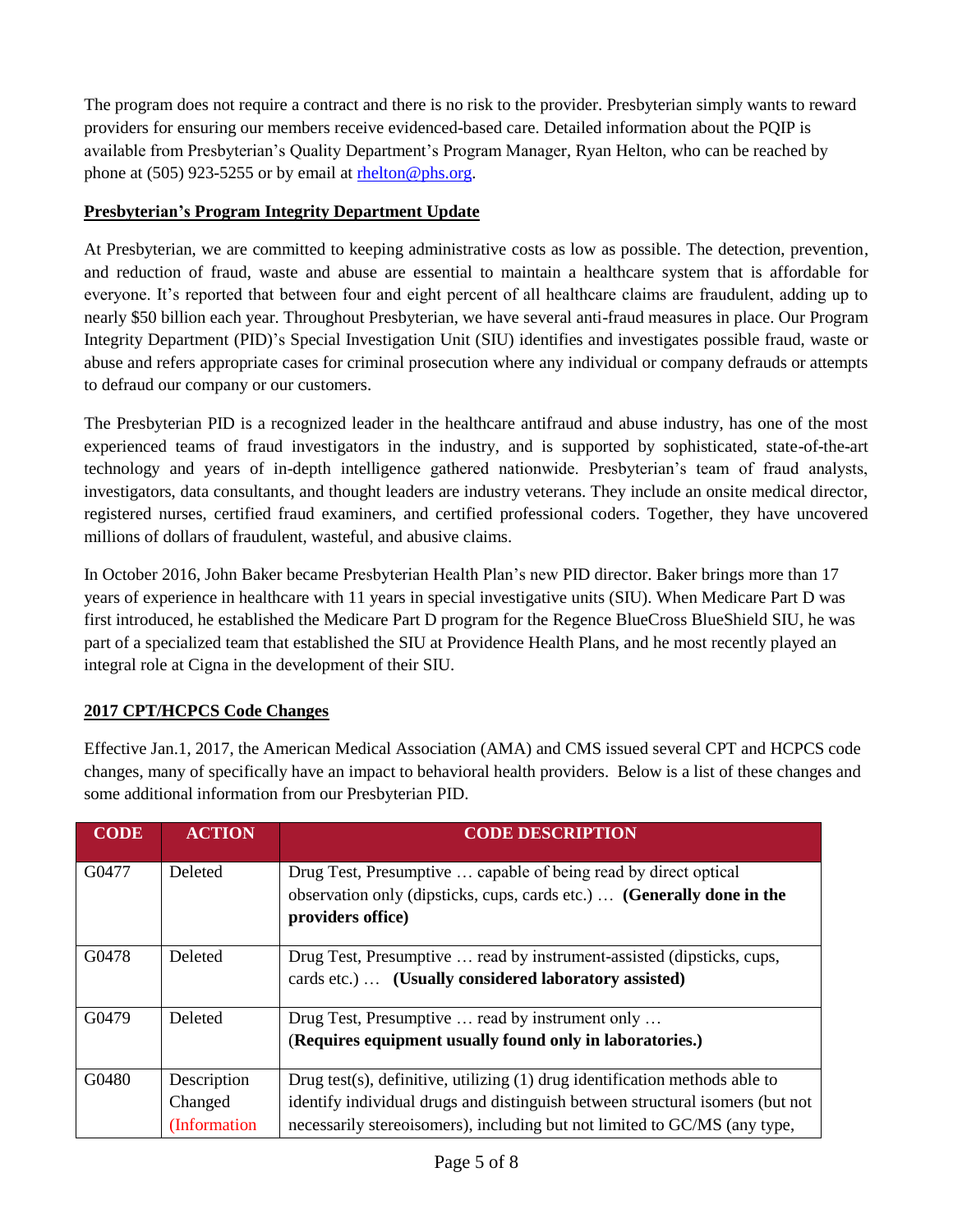The program does not require a contract and there is no risk to the provider. Presbyterian simply wants to reward providers for ensuring our members receive evidenced-based care. Detailed information about the PQIP is available from Presbyterian's Quality Department's Program Manager, Ryan Helton, who can be reached by phone at (505) 923-5255 or by email at rhelton@phs.org.

## Presbyterian's Program Integrity Department Update

At Presbyterian, we are committed to keeping administrative costs as low as possible. The detection, prevention, and reduction of fraud, waste and abuse are essential to maintain a healthcare system that is affordable for everyone. It's reported that between four and eight percent of all healthcare claims are fraudulent, adding up to nearly $50 billion each year. Throughout Presbyterian, we have several anti-fraud measures in place. Our Program Integrity Department (PID)'s Special Investigation Unit (SIU) identifies and investigates possible fraud, waste or abuse and refers appropriate cases for criminal prosecution where any individual or company defrauds or attempts to defraud our company or our customers.

The Presbyterian PID is a recognized leader in the healthcare antifraud and abuse industry, has one of the most experienced teams of fraud investigators in the industry, and is supported by sophisticated, state-of-the-art technology and years of in-depth intelligence gathered nationwide. Presbyterian's team of fraud analysts, investigators, data consultants, and thought leaders are industry veterans. They include an onsite medical director, registered nurses, certified fraud examiners, and certified professional coders. Together, they have uncovered millions of dollars of fraudulent, wasteful, and abusive claims.

In October 2016, John Baker became Presbyterian Health Plan's new PID director. Baker brings more than 17 years of experience in healthcare with 11 years in special investigative units (SIU). When Medicare Part D was first introduced, he established the Medicare Part D program for the Regence BlueCross BlueShield SIU, he was part of a specialized team that established the SIU at Providence Health Plans, and he most recently played an integral role at Cigna in the development of their SIU.

## 2017 CPT/HCPCS Code Changes

Effective Jan.1, 2017, the American Medical Association (AMA) and CMS issued several CPT and HCPCS code changes, many of specifically have an impact to behavioral health providers. Below is a list of these changes and some additional information from our Presbyterian PID.

| CODE | ACTION | CODE DESCRIPTION |
|---|---|---|
| G0477 | Deleted | Drug Test, Presumptive … capable of being read by direct optical observation only (dipsticks, cups, cards etc.) … **(Generally done in the providers office)** |
| G0478 | Deleted | Drug Test, Presumptive … read by instrument-assisted (dipsticks, cups, cards etc.) … **(Usually considered laboratory assisted)** |
| G0479 | Deleted | Drug Test, Presumptive … read by instrument only … (**Requires equipment usually found only in laboratories.)** |
| G0480 | Description Changed (Information | Drug test(s), definitive, utilizing (1) drug identification methods able to identify individual drugs and distinguish between structural isomers (but not necessarily stereoisomers), including but not limited to GC/MS (any type, |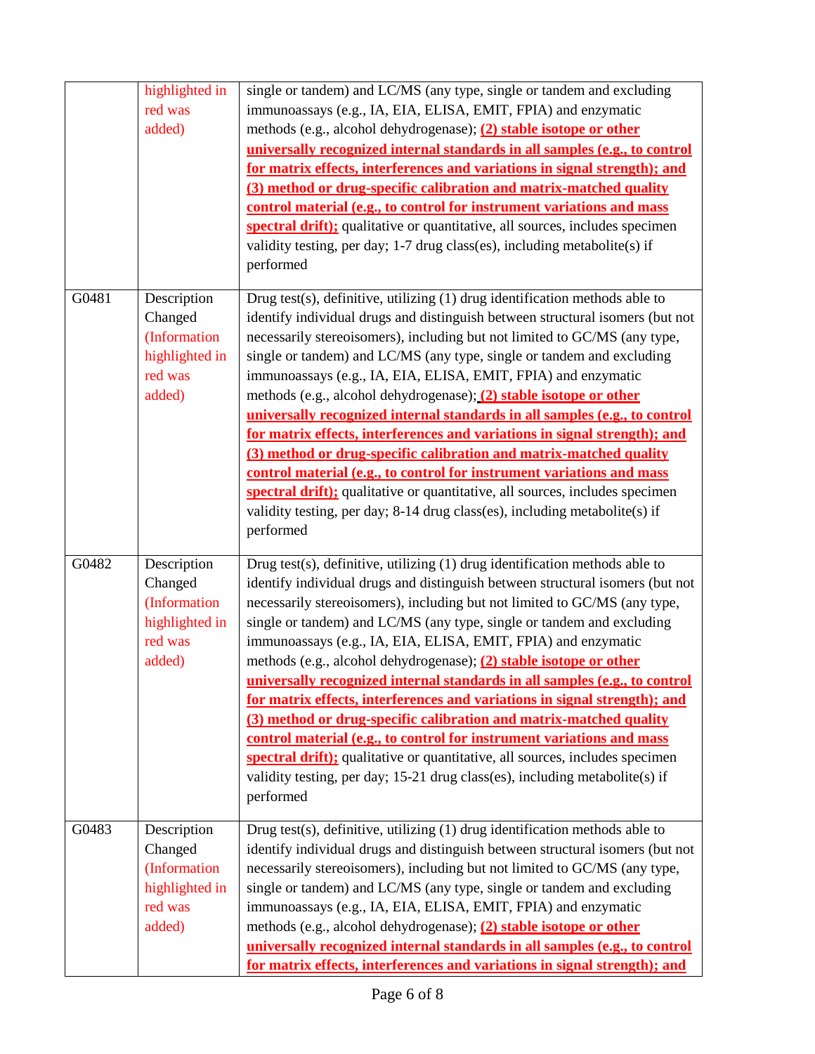| | | |
|---|---|---|
| | highlighted in red was added) | single or tandem) and LC/MS (any type, single or tandem and excluding immunoassays (e.g., IA, EIA, ELISA, EMIT, FPIA) and enzymatic methods (e.g., alcohol dehydrogenase); **(2) stable isotope or other universally recognized internal standards in all samples (e.g., to control for matrix effects, interferences and variations in signal strength); and (3) method or drug-specific calibration and matrix-matched quality control material (e.g., to control for instrument variations and mass spectral drift);** qualitative or quantitative, all sources, includes specimen validity testing, per day; 1-7 drug class(es), including metabolite(s) if performed |
| G0481 | Description Changed (Information highlighted in red was added) | Drug test(s), definitive, utilizing (1) drug identification methods able to identify individual drugs and distinguish between structural isomers (but not necessarily stereoisomers), including but not limited to GC/MS (any type, single or tandem) and LC/MS (any type, single or tandem and excluding immunoassays (e.g., IA, EIA, ELISA, EMIT, FPIA) and enzymatic methods (e.g., alcohol dehydrogenase); **(2) stable isotope or other universally recognized internal standards in all samples (e.g., to control for matrix effects, interferences and variations in signal strength); and (3) method or drug-specific calibration and matrix-matched quality control material (e.g., to control for instrument variations and mass spectral drift);** qualitative or quantitative, all sources, includes specimen validity testing, per day; 8-14 drug class(es), including metabolite(s) if performed |
| G0482 | Description Changed (Information highlighted in red was added) | Drug test(s), definitive, utilizing (1) drug identification methods able to identify individual drugs and distinguish between structural isomers (but not necessarily stereoisomers), including but not limited to GC/MS (any type, single or tandem) and LC/MS (any type, single or tandem and excluding immunoassays (e.g., IA, EIA, ELISA, EMIT, FPIA) and enzymatic methods (e.g., alcohol dehydrogenase); **(2) stable isotope or other universally recognized internal standards in all samples (e.g., to control for matrix effects, interferences and variations in signal strength); and (3) method or drug-specific calibration and matrix-matched quality control material (e.g., to control for instrument variations and mass spectral drift);** qualitative or quantitative, all sources, includes specimen validity testing, per day; 15-21 drug class(es), including metabolite(s) if performed |
| G0483 | Description Changed (Information highlighted in red was added) | Drug test(s), definitive, utilizing (1) drug identification methods able to identify individual drugs and distinguish between structural isomers (but not necessarily stereoisomers), including but not limited to GC/MS (any type, single or tandem) and LC/MS (any type, single or tandem and excluding immunoassays (e.g., IA, EIA, ELISA, EMIT, FPIA) and enzymatic methods (e.g., alcohol dehydrogenase); **(2) stable isotope or other universally recognized internal standards in all samples (e.g., to control for matrix effects, interferences and variations in signal strength); and** |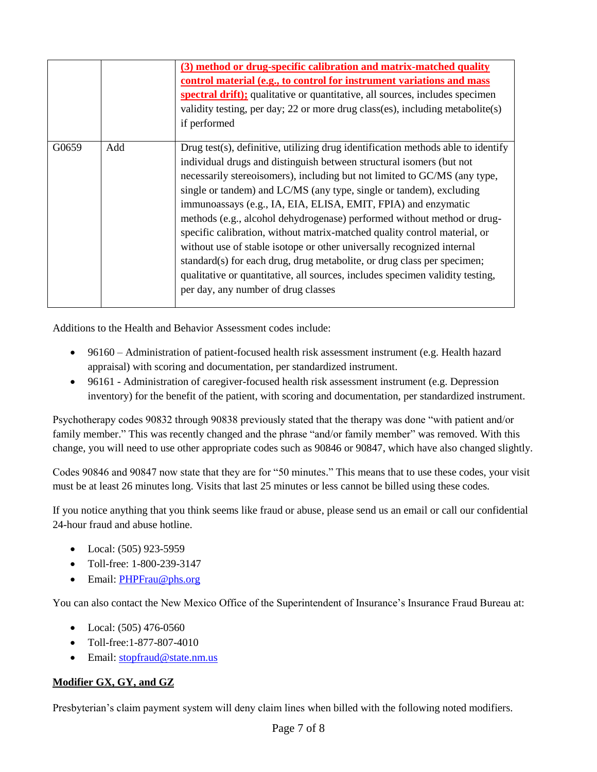|  |  | **(3) method or drug-specific calibration and matrix-matched quality control material (e.g., to control for instrument variations and mass spectral drift);** qualitative or quantitative, all sources, includes specimen validity testing, per day; 22 or more drug class(es), including metabolite(s) if performed |
| --- | --- | --- |
| G0659 | Add | Drug test(s), definitive, utilizing drug identification methods able to identify individual drugs and distinguish between structural isomers (but not necessarily stereoisomers), including but not limited to GC/MS (any type, single or tandem) and LC/MS (any type, single or tandem), excluding immunoassays (e.g., IA, EIA, ELISA, EMIT, FPIA) and enzymatic methods (e.g., alcohol dehydrogenase) performed without method or drug-specific calibration, without matrix-matched quality control material, or without use of stable isotope or other universally recognized internal standard(s) for each drug, drug metabolite, or drug class per specimen; qualitative or quantitative, all sources, includes specimen validity testing, per day, any number of drug classes |

Additions to the Health and Behavior Assessment codes include:

- 96160 – Administration of patient-focused health risk assessment instrument (e.g. Health hazard appraisal) with scoring and documentation, per standardized instrument.
- 96161 - Administration of caregiver-focused health risk assessment instrument (e.g. Depression inventory) for the benefit of the patient, with scoring and documentation, per standardized instrument.

Psychotherapy codes 90832 through 90838 previously stated that the therapy was done "with patient and/or family member." This was recently changed and the phrase "and/or family member" was removed. With this change, you will need to use other appropriate codes such as 90846 or 90847, which have also changed slightly.

Codes 90846 and 90847 now state that they are for "50 minutes." This means that to use these codes, your visit must be at least 26 minutes long. Visits that last 25 minutes or less cannot be billed using these codes.

If you notice anything that you think seems like fraud or abuse, please send us an email or call our confidential 24-hour fraud and abuse hotline.

- Local: (505) 923-5959
- Toll-free: 1-800-239-3147
- Email: PHPFrau@phs.org

You can also contact the New Mexico Office of the Superintendent of Insurance's Insurance Fraud Bureau at:

- Local: (505) 476-0560
- Toll-free:1-877-807-4010
- Email: stopfraud@state.nm.us

**Modifier GX, GY, and GZ**

Presbyterian's claim payment system will deny claim lines when billed with the following noted modifiers.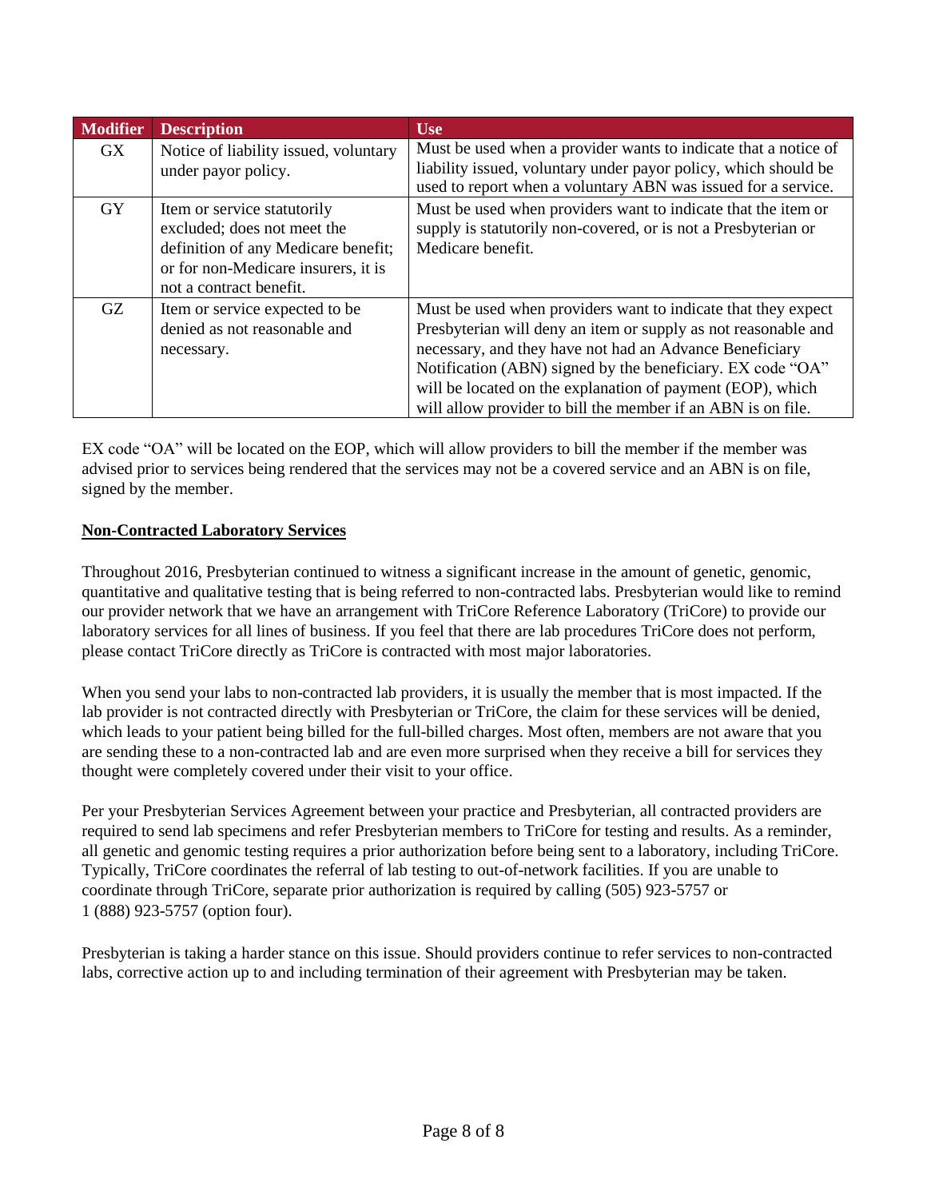| Modifier | Description | Use |
|---|---|---|
| GX | Notice of liability issued, voluntary under payor policy. | Must be used when a provider wants to indicate that a notice of liability issued, voluntary under payor policy, which should be used to report when a voluntary ABN was issued for a service. |
| GY | Item or service statutorily excluded; does not meet the definition of any Medicare benefit; or for non-Medicare insurers, it is not a contract benefit. | Must be used when providers want to indicate that the item or supply is statutorily non-covered, or is not a Presbyterian or Medicare benefit. |
| GZ | Item or service expected to be denied as not reasonable and necessary. | Must be used when providers want to indicate that they expect Presbyterian will deny an item or supply as not reasonable and necessary, and they have not had an Advance Beneficiary Notification (ABN) signed by the beneficiary. EX code "OA" will be located on the explanation of payment (EOP), which will allow provider to bill the member if an ABN is on file. |

EX code "OA" will be located on the EOP, which will allow providers to bill the member if the member was advised prior to services being rendered that the services may not be a covered service and an ABN is on file, signed by the member.

**Non-Contracted Laboratory Services**

Throughout 2016, Presbyterian continued to witness a significant increase in the amount of genetic, genomic, quantitative and qualitative testing that is being referred to non-contracted labs. Presbyterian would like to remind our provider network that we have an arrangement with TriCore Reference Laboratory (TriCore) to provide our laboratory services for all lines of business. If you feel that there are lab procedures TriCore does not perform, please contact TriCore directly as TriCore is contracted with most major laboratories.

When you send your labs to non-contracted lab providers, it is usually the member that is most impacted. If the lab provider is not contracted directly with Presbyterian or TriCore, the claim for these services will be denied, which leads to your patient being billed for the full-billed charges. Most often, members are not aware that you are sending these to a non-contracted lab and are even more surprised when they receive a bill for services they thought were completely covered under their visit to your office.

Per your Presbyterian Services Agreement between your practice and Presbyterian, all contracted providers are required to send lab specimens and refer Presbyterian members to TriCore for testing and results. As a reminder, all genetic and genomic testing requires a prior authorization before being sent to a laboratory, including TriCore. Typically, TriCore coordinates the referral of lab testing to out-of-network facilities. If you are unable to coordinate through TriCore, separate prior authorization is required by calling (505) 923-5757 or 1 (888) 923-5757 (option four).

Presbyterian is taking a harder stance on this issue. Should providers continue to refer services to non-contracted labs, corrective action up to and including termination of their agreement with Presbyterian may be taken.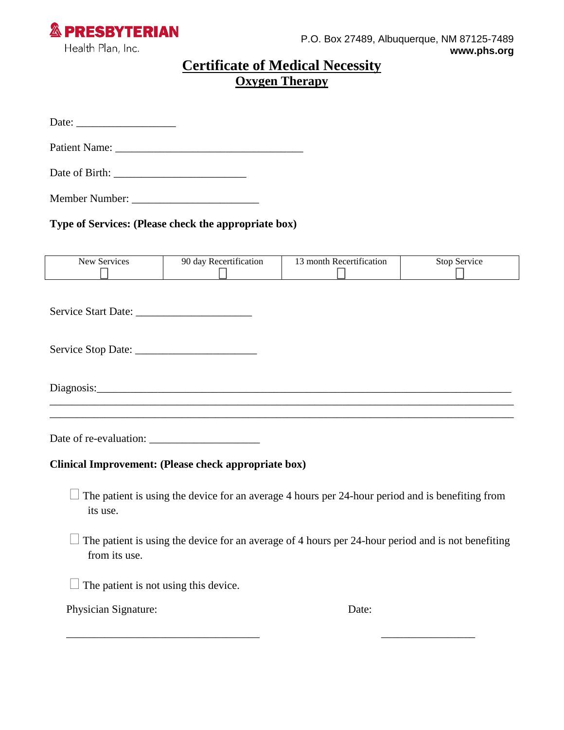**PRESBYTERIAN**
Health Plan, Inc.

P.O. Box 27489, Albuquerque, NM 87125-7489
**www.phs.org**

# Certificate of Medical Necessity

## Oxygen Therapy

Date: ________________

Patient Name: ________________________________

Date of Birth: ______________________

Member Number: _____________________

**Type of Services: (Please check the appropriate box)**

| New Services | 90 day Recertification | 13 month Recertification | Stop Service |
|---|---|---|---|
| ☐ | ☐ | ☐ | ☐ |

Service Start Date: ____________________

Service Stop Date: _____________________

Diagnosis:______________________________________________________________________

________________________________________________________________________________

________________________________________________________________________________

Date of re-evaluation: ___________________

**Clinical Improvement: (Please check appropriate box)**

☐ The patient is using the device for an average 4 hours per 24-hour period and is benefiting from its use.

☐ The patient is using the device for an average of 4 hours per 24-hour period and is not benefiting from its use.

☐ The patient is not using this device.

Physician Signature: ________________________________ Date: _______________